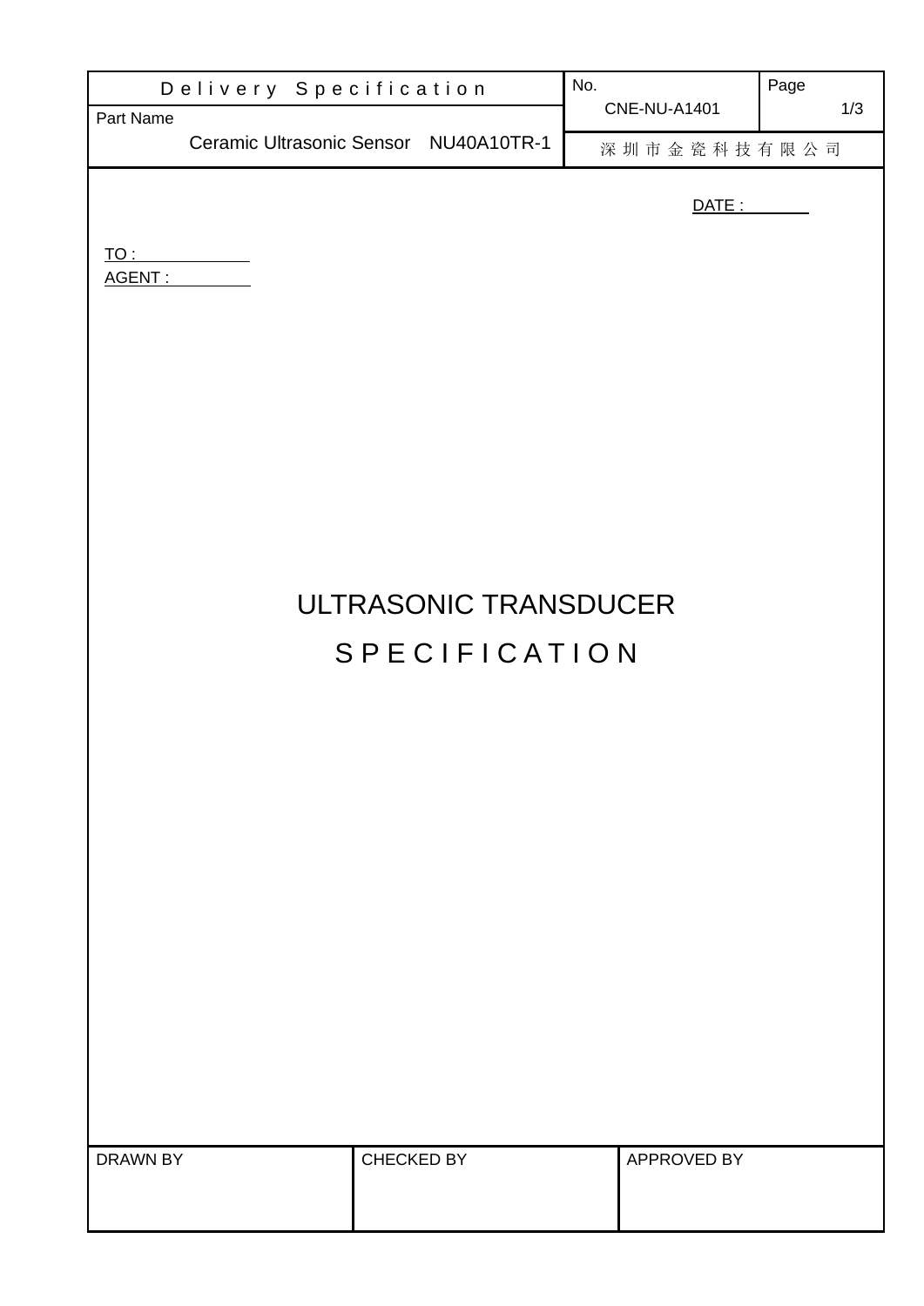| Delivery Specification | No. CNE-NU-A1401 | Page 1/3 |
|---|---|---|
| Part Name: Ceramic Ultrasonic Sensor NU40A10TR-1 | 深圳市金瓷科技有限公司 | |

DATE :

TO :

AGENT :

# ULTRASONIC TRANSDUCER

# SPECIFICATION

| DRAWN BY | CHECKED BY | APPROVED BY |
|---|---|---|
| | | |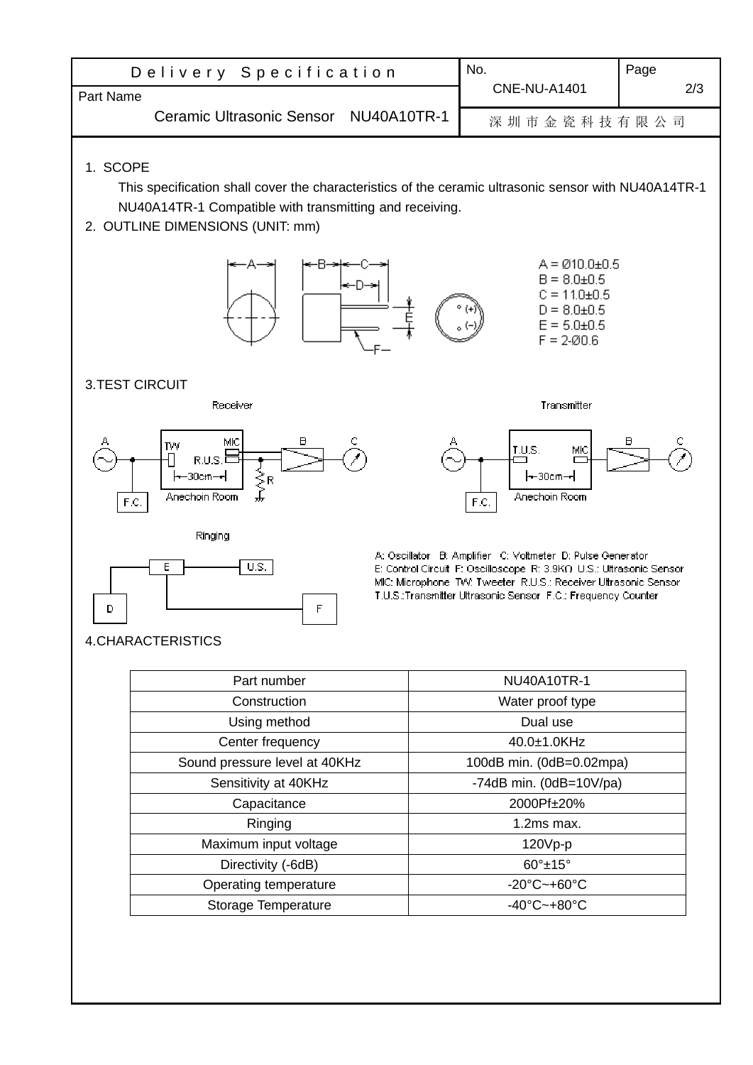| Delivery Specification | No. CNE-NU-A1401 | Page 2/3 |
| --- | --- | --- |
| Part Name: Ceramic Ultrasonic Sensor NU40A10TR-1 | 深圳市金瓷科技有限公司 | |

1. SCOPE

   This specification shall cover the characteristics of the ceramic ultrasonic sensor with NU40A14TR-1 NU40A14TR-1 Compatible with transmitting and receiving.

2. OUTLINE DIMENSIONS (UNIT: mm)

A = Ø10.0±0.5
B = 8.0±0.5
C = 11.0±0.5
D = 8.0±0.5
E = 5.0±0.5
F = 2-Ø0.6

3.TEST CIRCUIT

Receiver

Transmitter

Ringing

A: Oscillator B: Amplifier C: Voltmeter D: Pulse Generator
E: Control Circuit F: Oscilloscope R: 3.9KΩ U.S.: Ultrasonic Sensor
MIC: Microphone TW: Tweeter R.U.S.: Receiver Ultrasonic Sensor
T.U.S.:Transmitter Ultrasonic Sensor F.C.: Frequency Counter

4.CHARACTERISTICS

| Part number | NU40A10TR-1 |
| --- | --- |
| Construction | Water proof type |
| Using method | Dual use |
| Center frequency | 40.0±1.0KHz |
| Sound pressure level at 40KHz | 100dB min. (0dB=0.02mpa) |
| Sensitivity at 40KHz | -74dB min. (0dB=10V/pa) |
| Capacitance | 2000Pf±20% |
| Ringing | 1.2ms max. |
| Maximum input voltage | 120Vp-p |
| Directivity (-6dB) | 60°±15° |
| Operating temperature | -20°C~+60°C |
| Storage Temperature | -40°C~+80°C |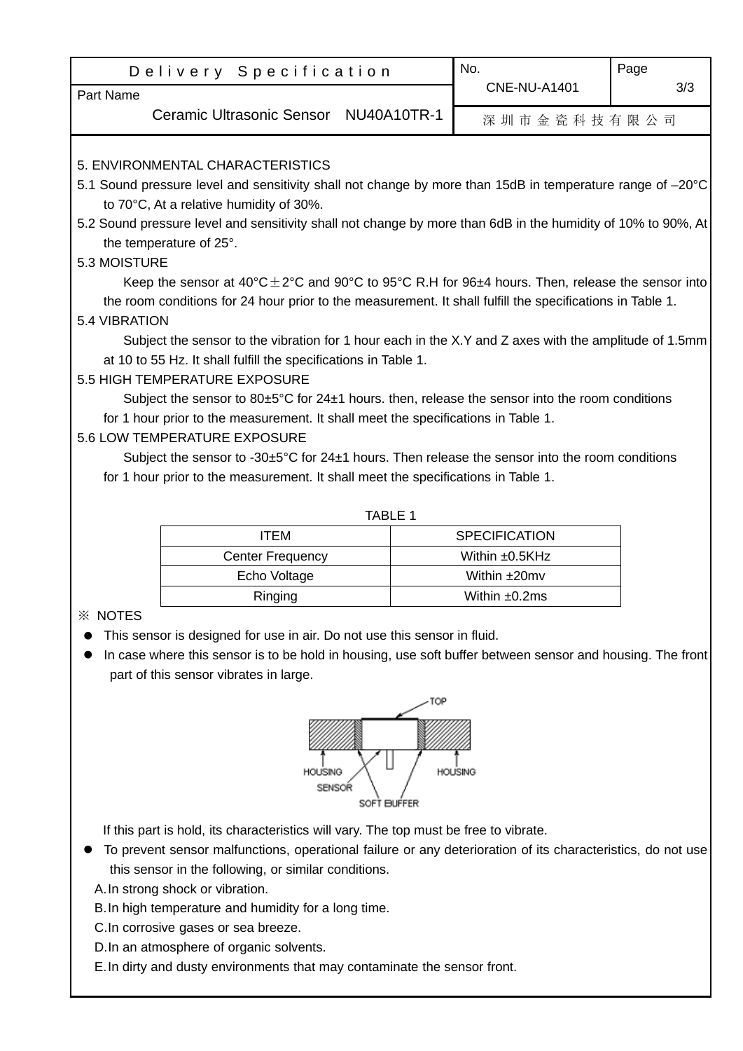| Delivery Specification | No. CNE-NU-A1401 | Page 3/3 |
|---|---|---|
| Part Name: Ceramic Ultrasonic Sensor NU40A10TR-1 | 深圳市金瓷科技有限公司 | |

5. ENVIRONMENTAL CHARACTERISTICS

5.1 Sound pressure level and sensitivity shall not change by more than 15dB in temperature range of –20°C to 70°C, At a relative humidity of 30%.

5.2 Sound pressure level and sensitivity shall not change by more than 6dB in the humidity of 10% to 90%, At the temperature of 25°.

5.3 MOISTURE

Keep the sensor at 40°C±2°C and 90°C to 95°C R.H for 96±4 hours. Then, release the sensor into the room conditions for 24 hour prior to the measurement. It shall fulfill the specifications in Table 1.

5.4 VIBRATION

Subject the sensor to the vibration for 1 hour each in the X.Y and Z axes with the amplitude of 1.5mm at 10 to 55 Hz. It shall fulfill the specifications in Table 1.

5.5 HIGH TEMPERATURE EXPOSURE

Subject the sensor to 80±5°C for 24±1 hours. then, release the sensor into the room conditions for 1 hour prior to the measurement. It shall meet the specifications in Table 1.

5.6 LOW TEMPERATURE EXPOSURE

Subject the sensor to -30±5°C for 24±1 hours. Then release the sensor into the room conditions for 1 hour prior to the measurement. It shall meet the specifications in Table 1.

TABLE 1

| ITEM | SPECIFICATION |
|---|---|
| Center Frequency | Within ±0.5KHz |
| Echo Voltage | Within ±20mv |
| Ringing | Within ±0.2ms |

※ NOTES

- This sensor is designed for use in air. Do not use this sensor in fluid.
- In case where this sensor is to be hold in housing, use soft buffer between sensor and housing. The front part of this sensor vibrates in large.

TOP
HOUSING
SENSOR
SOFT BUFFER
HOUSING

If this part is hold, its characteristics will vary. The top must be free to vibrate.

- To prevent sensor malfunctions, operational failure or any deterioration of its characteristics, do not use this sensor in the following, or similar conditions.

A. In strong shock or vibration.
B. In high temperature and humidity for a long time.
C. In corrosive gases or sea breeze.
D. In an atmosphere of organic solvents.
E. In dirty and dusty environments that may contaminate the sensor front.